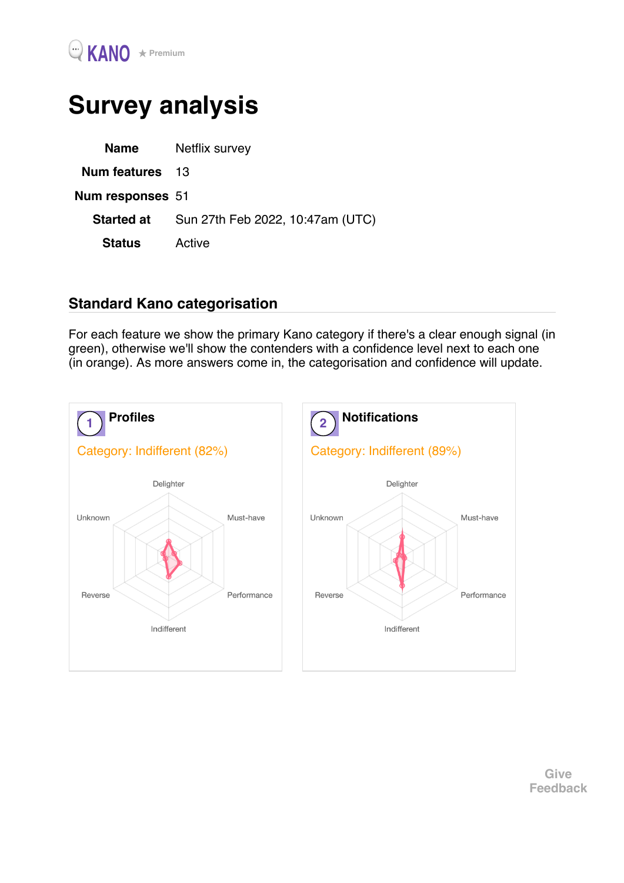KANO ★ Premium

# Survey analysis

| Name | Netflix survey |
|---|---|
| Num features | 13 |
| Num responses | 51 |
| Started at | Sun 27th Feb 2022, 10:47am (UTC) |
| Status | Active |

## Standard Kano categorisation

For each feature we show the primary Kano category if there's a clear enough signal (in green), otherwise we'll show the contenders with a confidence level next to each one (in orange). As more answers come in, the categorisation and confidence will update.

### 1 Profiles

Category: Indifferent (82%)

Delighter, Must-have, Performance, Indifferent, Reverse, Unknown

### 2 Notifications

Category: Indifferent (89%)

Delighter, Must-have, Performance, Indifferent, Reverse, Unknown

Give Feedback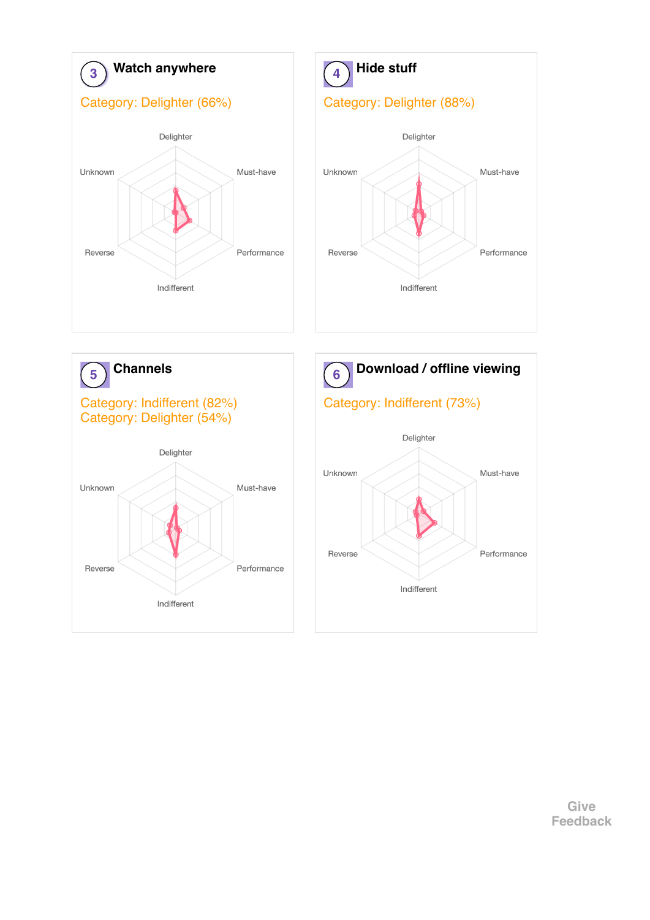## 3 Watch anywhere

Category: Delighter (66%)

Delighter

Unknown

Must-have

Reverse

Performance

Indifferent

## 4 Hide stuff

Category: Delighter (88%)

Delighter

Unknown

Must-have

Reverse

Performance

Indifferent

## 5 Channels

Category: Indifferent (82%)
Category: Delighter (54%)

Delighter

Unknown

Must-have

Reverse

Performance

Indifferent

## 6 Download / offline viewing

Category: Indifferent (73%)

Delighter

Unknown

Must-have

Reverse

Performance

Indifferent

Give Feedback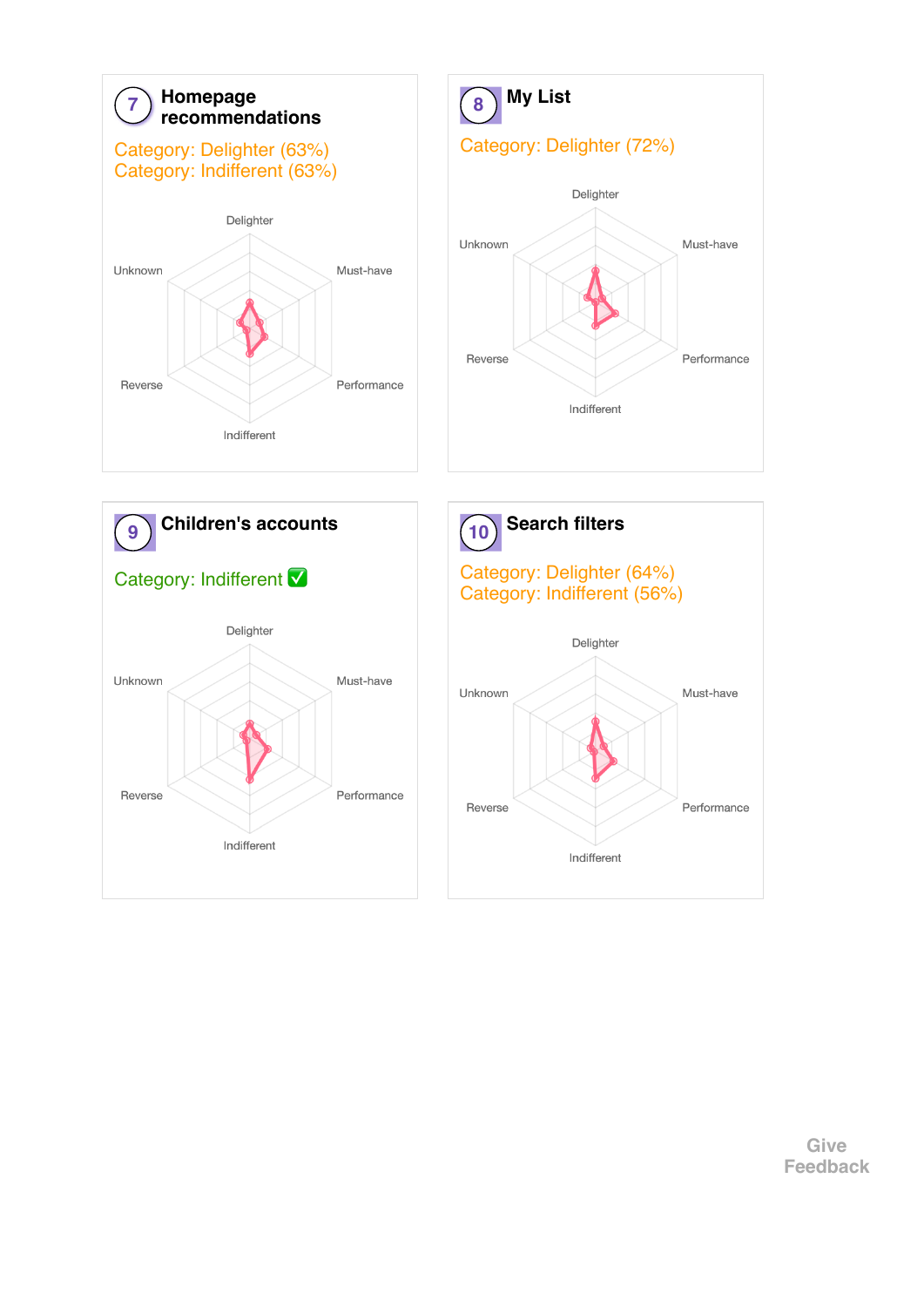## 7 Homepage recommendations

Category: Delighter (63%)
Category: Indifferent (63%)

Delighter
Unknown
Must-have
Reverse
Performance
Indifferent

## 8 My List

Category: Delighter (72%)

Delighter
Unknown
Must-have
Reverse
Performance
Indifferent

## 9 Children's accounts

Category: Indifferent ✅

Delighter
Unknown
Must-have
Reverse
Performance
Indifferent

## 10 Search filters

Category: Delighter (64%)
Category: Indifferent (56%)

Delighter
Unknown
Must-have
Reverse
Performance
Indifferent

Give Feedback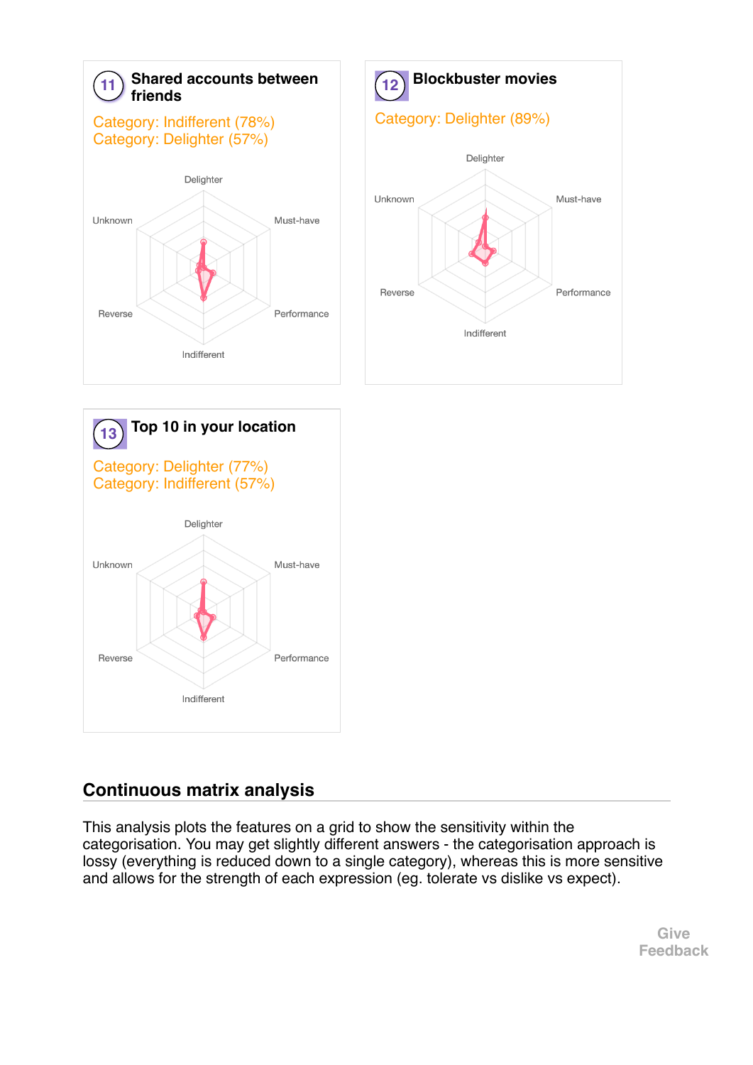### 11 Shared accounts between friends

Category: Indifferent (78%)
Category: Delighter (57%)

Delighter
Must-have
Performance
Indifferent
Reverse
Unknown

### 12 Blockbuster movies

Category: Delighter (89%)

Delighter
Must-have
Performance
Indifferent
Reverse
Unknown

### 13 Top 10 in your location

Category: Delighter (77%)
Category: Indifferent (57%)

Delighter
Must-have
Performance
Indifferent
Reverse
Unknown

## Continuous matrix analysis

This analysis plots the features on a grid to show the sensitivity within the categorisation. You may get slightly different answers - the categorisation approach is lossy (everything is reduced down to a single category), whereas this is more sensitive and allows for the strength of each expression (eg. tolerate vs dislike vs expect).

Give Feedback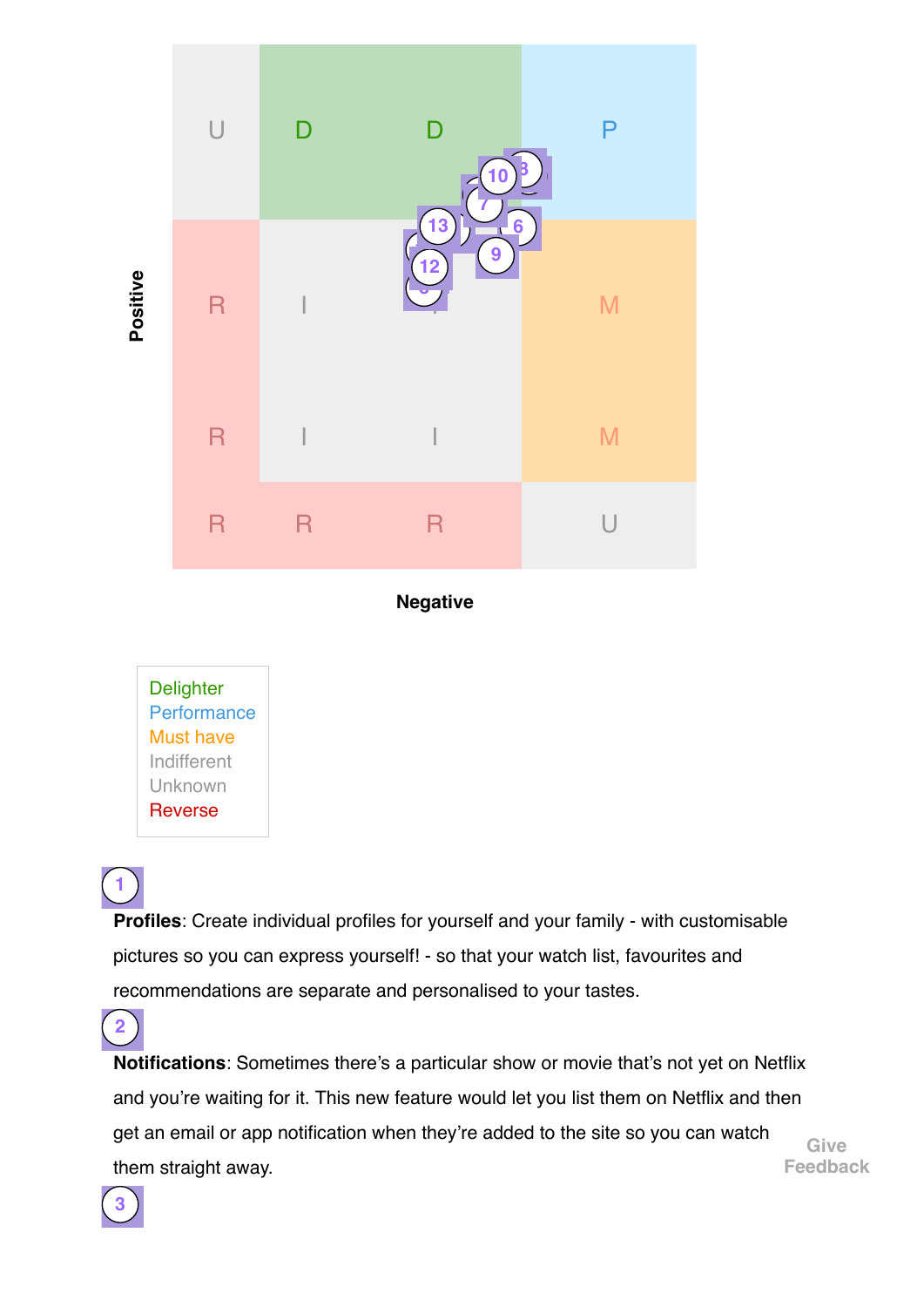| | | | | |
|---|---|---|---|---|
| U | D | D | P | |
| R | I | | M | |
| R | I | I | M | |
| R | R | R | U | |

Positive

Negative

Delighter
Performance
Must have
Indifferent
Unknown
Reverse

1

**Profiles**: Create individual profiles for yourself and your family - with customisable pictures so you can express yourself! - so that your watch list, favourites and recommendations are separate and personalised to your tastes.

2

**Notifications**: Sometimes there's a particular show or movie that's not yet on Netflix and you're waiting for it. This new feature would let you list them on Netflix and then get an email or app notification when they're added to the site so you can watch them straight away.

3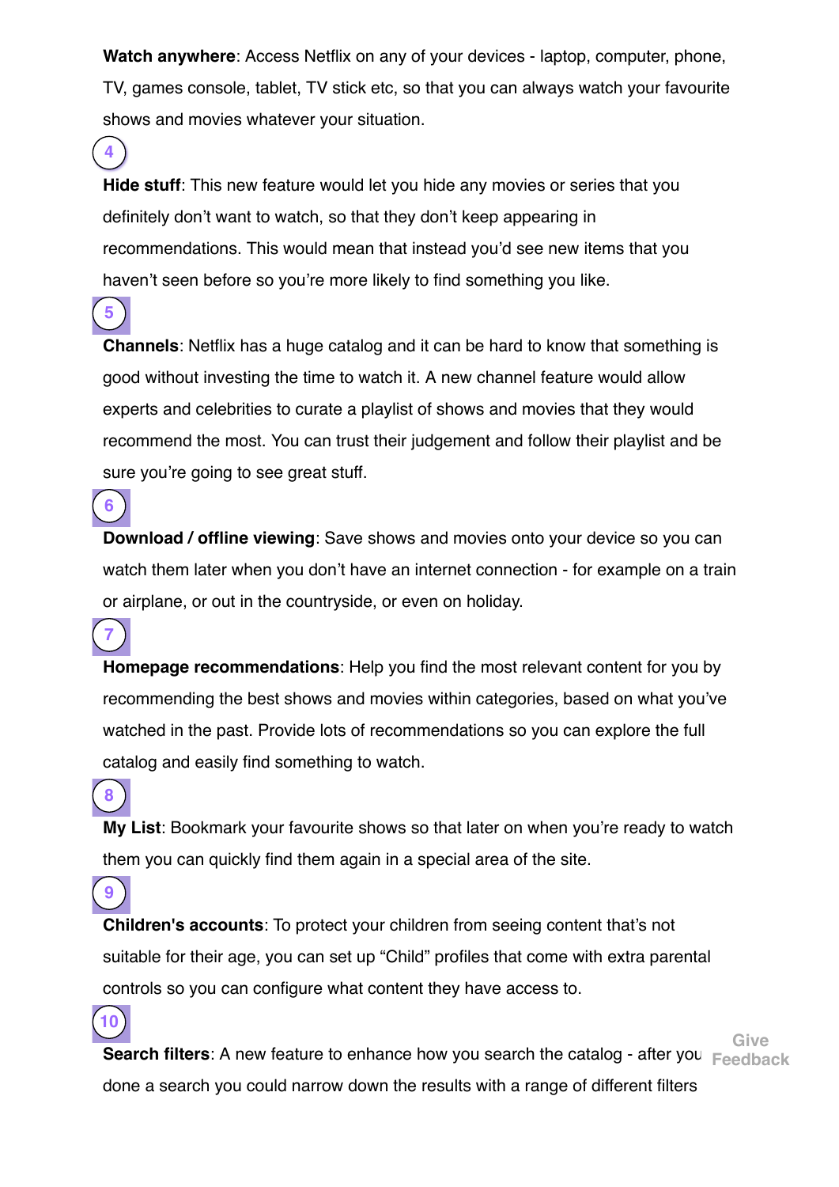**Watch anywhere**: Access Netflix on any of your devices - laptop, computer, phone, TV, games console, tablet, TV stick etc, so that you can always watch your favourite shows and movies whatever your situation.

4

**Hide stuff**: This new feature would let you hide any movies or series that you definitely don't want to watch, so that they don't keep appearing in recommendations. This would mean that instead you'd see new items that you haven't seen before so you're more likely to find something you like.

5

**Channels**: Netflix has a huge catalog and it can be hard to know that something is good without investing the time to watch it. A new channel feature would allow experts and celebrities to curate a playlist of shows and movies that they would recommend the most. You can trust their judgement and follow their playlist and be sure you're going to see great stuff.

6

**Download / offline viewing**: Save shows and movies onto your device so you can watch them later when you don't have an internet connection - for example on a train or airplane, or out in the countryside, or even on holiday.

7

**Homepage recommendations**: Help you find the most relevant content for you by recommending the best shows and movies within categories, based on what you've watched in the past. Provide lots of recommendations so you can explore the full catalog and easily find something to watch.

8

**My List**: Bookmark your favourite shows so that later on when you're ready to watch them you can quickly find them again in a special area of the site.

9

**Children's accounts**: To protect your children from seeing content that's not suitable for their age, you can set up "Child" profiles that come with extra parental controls so you can configure what content they have access to.

10

**Search filters**: A new feature to enhance how you search the catalog - after you done a search you could narrow down the results with a range of different filters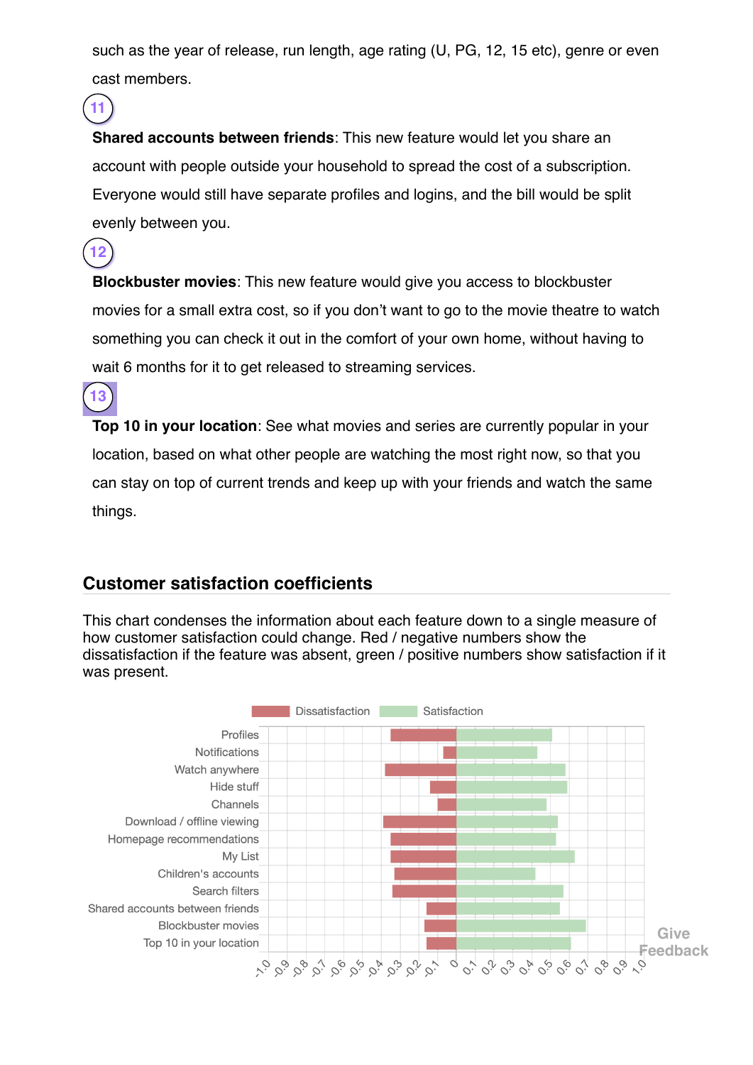such as the year of release, run length, age rating (U, PG, 12, 15 etc), genre or even cast members.

11

**Shared accounts between friends**: This new feature would let you share an account with people outside your household to spread the cost of a subscription. Everyone would still have separate profiles and logins, and the bill would be split evenly between you.

12

**Blockbuster movies**: This new feature would give you access to blockbuster movies for a small extra cost, so if you don't want to go to the movie theatre to watch something you can check it out in the comfort of your own home, without having to wait 6 months for it to get released to streaming services.

13

**Top 10 in your location**: See what movies and series are currently popular in your location, based on what other people are watching the most right now, so that you can stay on top of current trends and keep up with your friends and watch the same things.

## Customer satisfaction coefficients

This chart condenses the information about each feature down to a single measure of how customer satisfaction could change. Red / negative numbers show the dissatisfaction if the feature was absent, green / positive numbers show satisfaction if it was present.

Dissatisfaction | Satisfaction

Profiles
Notifications
Watch anywhere
Hide stuff
Channels
Download / offline viewing
Homepage recommendations
My List
Children's accounts
Search filters
Shared accounts between friends
Blockbuster movies
Top 10 in your location

-1.0 -0.9 -0.8 -0.7 -0.6 -0.5 -0.4 -0.3 -0.2 -0.1 0 0.1 0.2 0.3 0.4 0.5 0.6 0.7 0.8 0.9 1.0

Give Feedback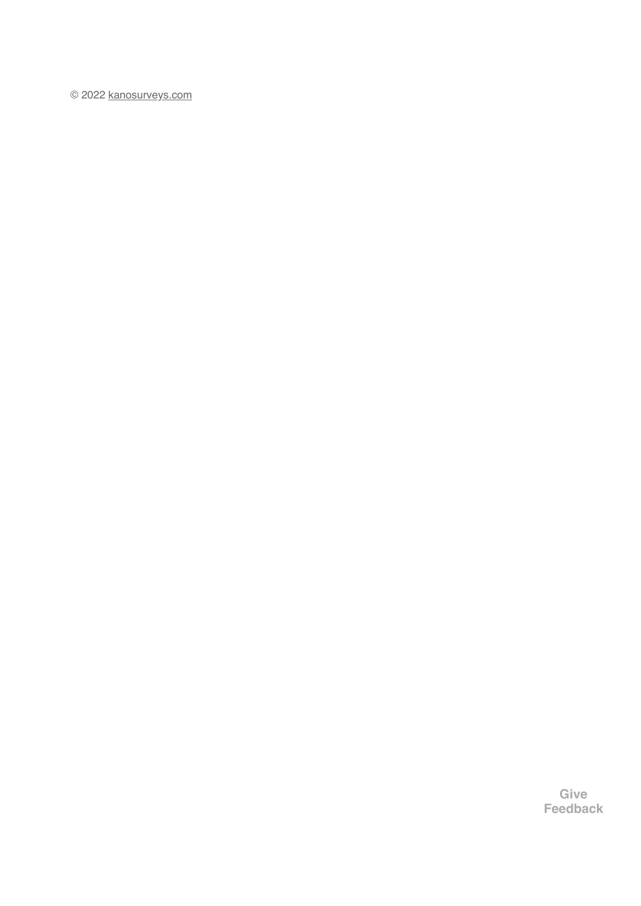© 2022 kanosurveys.com

Give Feedback